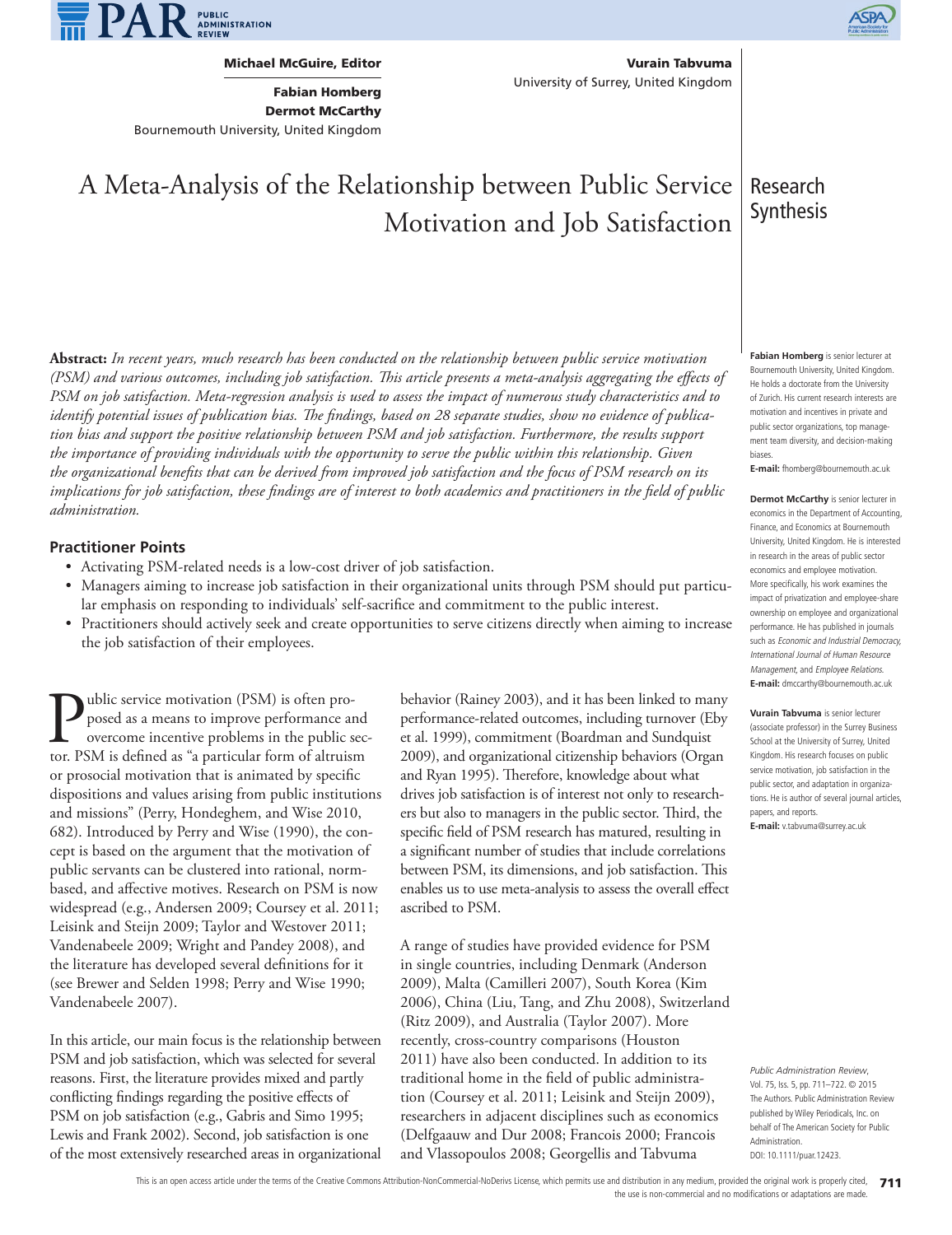Michael McGuire, Editor

**Fabian Homberg**
**Dermot McCarthy**
Bournemouth University, United Kingdom

**Vurain Tabvuma**
University of Surrey, United Kingdom

# A Meta-Analysis of the Relationship between Public Service Motivation and Job Satisfaction

Research Synthesis

**Abstract:** *In recent years, much research has been conducted on the relationship between public service motivation (PSM) and various outcomes, including job satisfaction. This article presents a meta-analysis aggregating the effects of PSM on job satisfaction. Meta-regression analysis is used to assess the impact of numerous study characteristics and to identify potential issues of publication bias. The findings, based on 28 separate studies, show no evidence of publication bias and support the positive relationship between PSM and job satisfaction. Furthermore, the results support the importance of providing individuals with the opportunity to serve the public within this relationship. Given the organizational benefits that can be derived from improved job satisfaction and the focus of PSM research on its implications for job satisfaction, these findings are of interest to both academics and practitioners in the field of public administration.*

## Practitioner Points

- Activating PSM-related needs is a low-cost driver of job satisfaction.
- Managers aiming to increase job satisfaction in their organizational units through PSM should put particular emphasis on responding to individuals' self-sacrifice and commitment to the public interest.
- Practitioners should actively seek and create opportunities to serve citizens directly when aiming to increase the job satisfaction of their employees.

Public service motivation (PSM) is often proposed as a means to improve performance and overcome incentive problems in the public sector. PSM is defined as "a particular form of altruism or prosocial motivation that is animated by specific dispositions and values arising from public institutions and missions" (Perry, Hondeghem, and Wise 2010, 682). Introduced by Perry and Wise (1990), the concept is based on the argument that the motivation of public servants can be clustered into rational, norm-based, and affective motives. Research on PSM is now widespread (e.g., Andersen 2009; Coursey et al. 2011; Leisink and Steijn 2009; Taylor and Westover 2011; Vandenabeele 2009; Wright and Pandey 2008), and the literature has developed several definitions for it (see Brewer and Selden 1998; Perry and Wise 1990; Vandenabeele 2007).

In this article, our main focus is the relationship between PSM and job satisfaction, which was selected for several reasons. First, the literature provides mixed and partly conflicting findings regarding the positive effects of PSM on job satisfaction (e.g., Gabris and Simo 1995; Lewis and Frank 2002). Second, job satisfaction is one of the most extensively researched areas in organizational behavior (Rainey 2003), and it has been linked to many performance-related outcomes, including turnover (Eby et al. 1999), commitment (Boardman and Sundquist 2009), and organizational citizenship behaviors (Organ and Ryan 1995). Therefore, knowledge about what drives job satisfaction is of interest not only to researchers but also to managers in the public sector. Third, the specific field of PSM research has matured, resulting in a significant number of studies that include correlations between PSM, its dimensions, and job satisfaction. This enables us to use meta-analysis to assess the overall effect ascribed to PSM.

A range of studies have provided evidence for PSM in single countries, including Denmark (Anderson 2009), Malta (Camilleri 2007), South Korea (Kim 2006), China (Liu, Tang, and Zhu 2008), Switzerland (Ritz 2009), and Australia (Taylor 2007). More recently, cross-country comparisons (Houston 2011) have also been conducted. In addition to its traditional home in the field of public administration (Coursey et al. 2011; Leisink and Steijn 2009), researchers in adjacent disciplines such as economics (Delfgaauw and Dur 2008; Francois 2000; Francois and Vlassopoulos 2008; Georgellis and Tabvuma

**Fabian Homberg** is senior lecturer at Bournemouth University, United Kingdom. He holds a doctorate from the University of Zurich. His current research interests are motivation and incentives in private and public sector organizations, top management team diversity, and decision-making biases.
**E-mail:** fhomberg@bournemouth.ac.uk

**Dermot McCarthy** is senior lecturer in economics in the Department of Accounting, Finance, and Economics at Bournemouth University, United Kingdom. He is interested in research in the areas of public sector economics and employee motivation. More specifically, his work examines the impact of privatization and employee-share ownership on employee and organizational performance. He has published in journals such as *Economic and Industrial Democracy, International Journal of Human Resource Management,* and *Employee Relations.*
**E-mail:** dmccarthy@bournemouth.ac.uk

**Vurain Tabvuma** is senior lecturer (associate professor) in the Surrey Business School at the University of Surrey, United Kingdom. His research focuses on public service motivation, job satisfaction in the public sector, and adaptation in organizations. He is author of several journal articles, papers, and reports.
**E-mail:** v.tabvuma@surrey.ac.uk

*Public Administration Review*, Vol. 75, Iss. 5, pp. 711–722. © 2015 The Authors. Public Administration Review published by Wiley Periodicals, Inc. on behalf of The American Society for Public Administration.
DOI: 10.1111/puar.12423.

This is an open access article under the terms of the Creative Commons Attribution-NonCommercial-NoDerivs License, which permits use and distribution in any medium, provided the original work is properly cited, the use is non-commercial and no modifications or adaptations are made.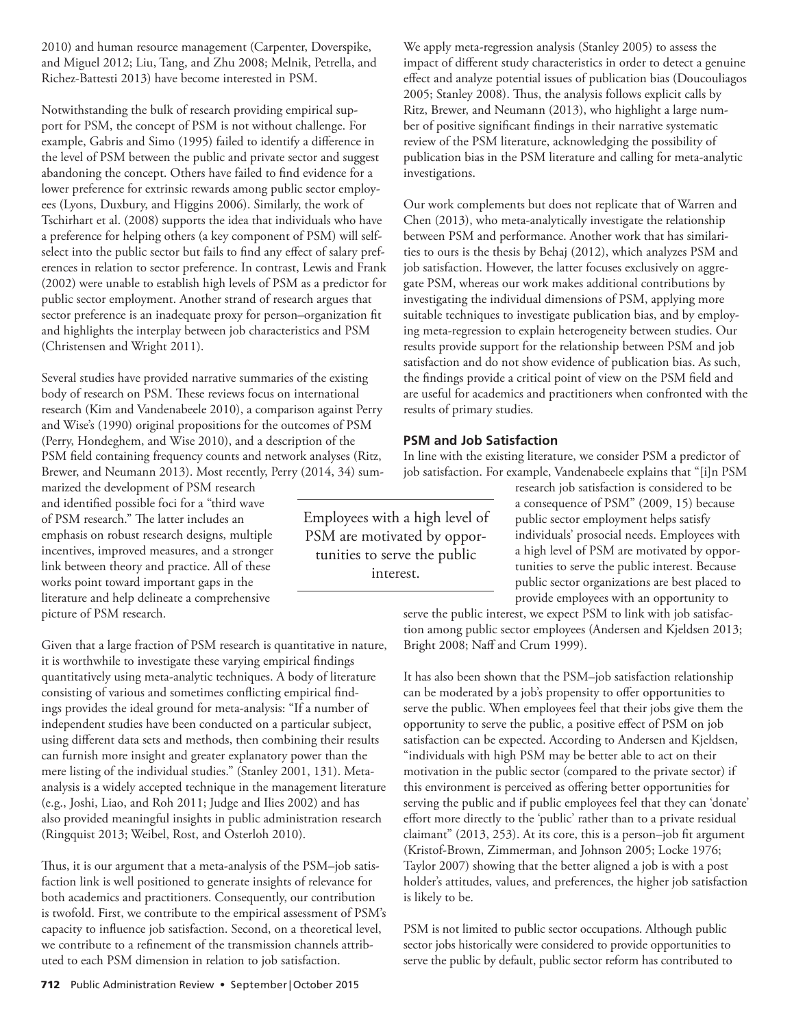2010) and human resource management (Carpenter, Doverspike, and Miguel 2012; Liu, Tang, and Zhu 2008; Melnik, Petrella, and Richez-Battesti 2013) have become interested in PSM.

Notwithstanding the bulk of research providing empirical support for PSM, the concept of PSM is not without challenge. For example, Gabris and Simo (1995) failed to identify a difference in the level of PSM between the public and private sector and suggest abandoning the concept. Others have failed to find evidence for a lower preference for extrinsic rewards among public sector employees (Lyons, Duxbury, and Higgins 2006). Similarly, the work of Tschirhart et al. (2008) supports the idea that individuals who have a preference for helping others (a key component of PSM) will self-select into the public sector but fails to find any effect of salary preferences in relation to sector preference. In contrast, Lewis and Frank (2002) were unable to establish high levels of PSM as a predictor for public sector employment. Another strand of research argues that sector preference is an inadequate proxy for person–organization fit and highlights the interplay between job characteristics and PSM (Christensen and Wright 2011).

Several studies have provided narrative summaries of the existing body of research on PSM. These reviews focus on international research (Kim and Vandenabeele 2010), a comparison against Perry and Wise's (1990) original propositions for the outcomes of PSM (Perry, Hondeghem, and Wise 2010), and a description of the PSM field containing frequency counts and network analyses (Ritz, Brewer, and Neumann 2013). Most recently, Perry (2014, 34) summarized the development of PSM research and identified possible foci for a "third wave of PSM research." The latter includes an emphasis on robust research designs, multiple incentives, improved measures, and a stronger link between theory and practice. All of these works point toward important gaps in the literature and help delineate a comprehensive picture of PSM research.

Given that a large fraction of PSM research is quantitative in nature, it is worthwhile to investigate these varying empirical findings quantitatively using meta-analytic techniques. A body of literature consisting of various and sometimes conflicting empirical findings provides the ideal ground for meta-analysis: "If a number of independent studies have been conducted on a particular subject, using different data sets and methods, then combining their results can furnish more insight and greater explanatory power than the mere listing of the individual studies." (Stanley 2001, 131). Meta-analysis is a widely accepted technique in the management literature (e.g., Joshi, Liao, and Roh 2011; Judge and Ilies 2002) and has also provided meaningful insights in public administration research (Ringquist 2013; Weibel, Rost, and Osterloh 2010).

Thus, it is our argument that a meta-analysis of the PSM–job satisfaction link is well positioned to generate insights of relevance for both academics and practitioners. Consequently, our contribution is twofold. First, we contribute to the empirical assessment of PSM's capacity to influence job satisfaction. Second, on a theoretical level, we contribute to a refinement of the transmission channels attributed to each PSM dimension in relation to job satisfaction.

We apply meta-regression analysis (Stanley 2005) to assess the impact of different study characteristics in order to detect a genuine effect and analyze potential issues of publication bias (Doucouliagos 2005; Stanley 2008). Thus, the analysis follows explicit calls by Ritz, Brewer, and Neumann (2013), who highlight a large number of positive significant findings in their narrative systematic review of the PSM literature, acknowledging the possibility of publication bias in the PSM literature and calling for meta-analytic investigations.

Our work complements but does not replicate that of Warren and Chen (2013), who meta-analytically investigate the relationship between PSM and performance. Another work that has similarities to ours is the thesis by Behaj (2012), which analyzes PSM and job satisfaction. However, the latter focuses exclusively on aggregate PSM, whereas our work makes additional contributions by investigating the individual dimensions of PSM, applying more suitable techniques to investigate publication bias, and by employing meta-regression to explain heterogeneity between studies. Our results provide support for the relationship between PSM and job satisfaction and do not show evidence of publication bias. As such, the findings provide a critical point of view on the PSM field and are useful for academics and practitioners when confronted with the results of primary studies.

## PSM and Job Satisfaction

In line with the existing literature, we consider PSM a predictor of job satisfaction. For example, Vandenabeele explains that "[i]n PSM research job satisfaction is considered to be a consequence of PSM" (2009, 15) because public sector employment helps satisfy individuals' prosocial needs. Employees with a high level of PSM are motivated by opportunities to serve the public interest. Because public sector organizations are best placed to provide employees with an opportunity to serve the public interest, we expect PSM to link with job satisfaction among public sector employees (Andersen and Kjeldsen 2013; Bright 2008; Naff and Crum 1999).

> Employees with a high level of PSM are motivated by opportunities to serve the public interest.

It has also been shown that the PSM–job satisfaction relationship can be moderated by a job's propensity to offer opportunities to serve the public. When employees feel that their jobs give them the opportunity to serve the public, a positive effect of PSM on job satisfaction can be expected. According to Andersen and Kjeldsen, "individuals with high PSM may be better able to act on their motivation in the public sector (compared to the private sector) if this environment is perceived as offering better opportunities for serving the public and if public employees feel that they can 'donate' effort more directly to the 'public' rather than to a private residual claimant" (2013, 253). At its core, this is a person–job fit argument (Kristof-Brown, Zimmerman, and Johnson 2005; Locke 1976; Taylor 2007) showing that the better aligned a job is with a post holder's attitudes, values, and preferences, the higher job satisfaction is likely to be.

PSM is not limited to public sector occupations. Although public sector jobs historically were considered to provide opportunities to serve the public by default, public sector reform has contributed to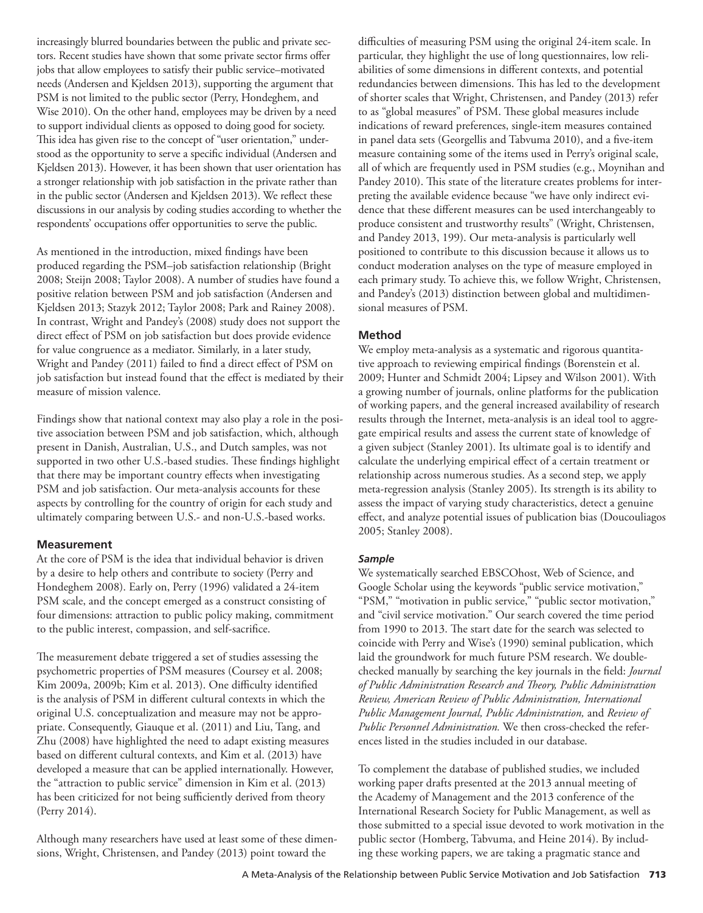increasingly blurred boundaries between the public and private sectors. Recent studies have shown that some private sector firms offer jobs that allow employees to satisfy their public service–motivated needs (Andersen and Kjeldsen 2013), supporting the argument that PSM is not limited to the public sector (Perry, Hondeghem, and Wise 2010). On the other hand, employees may be driven by a need to support individual clients as opposed to doing good for society. This idea has given rise to the concept of "user orientation," understood as the opportunity to serve a specific individual (Andersen and Kjeldsen 2013). However, it has been shown that user orientation has a stronger relationship with job satisfaction in the private rather than in the public sector (Andersen and Kjeldsen 2013). We reflect these discussions in our analysis by coding studies according to whether the respondents' occupations offer opportunities to serve the public.

As mentioned in the introduction, mixed findings have been produced regarding the PSM–job satisfaction relationship (Bright 2008; Steijn 2008; Taylor 2008). A number of studies have found a positive relation between PSM and job satisfaction (Andersen and Kjeldsen 2013; Stazyk 2012; Taylor 2008; Park and Rainey 2008). In contrast, Wright and Pandey's (2008) study does not support the direct effect of PSM on job satisfaction but does provide evidence for value congruence as a mediator. Similarly, in a later study, Wright and Pandey (2011) failed to find a direct effect of PSM on job satisfaction but instead found that the effect is mediated by their measure of mission valence.

Findings show that national context may also play a role in the positive association between PSM and job satisfaction, which, although present in Danish, Australian, U.S., and Dutch samples, was not supported in two other U.S.-based studies. These findings highlight that there may be important country effects when investigating PSM and job satisfaction. Our meta-analysis accounts for these aspects by controlling for the country of origin for each study and ultimately comparing between U.S.- and non-U.S.-based works.

### Measurement

At the core of PSM is the idea that individual behavior is driven by a desire to help others and contribute to society (Perry and Hondeghem 2008). Early on, Perry (1996) validated a 24-item PSM scale, and the concept emerged as a construct consisting of four dimensions: attraction to public policy making, commitment to the public interest, compassion, and self-sacrifice.

The measurement debate triggered a set of studies assessing the psychometric properties of PSM measures (Coursey et al. 2008; Kim 2009a, 2009b; Kim et al. 2013). One difficulty identified is the analysis of PSM in different cultural contexts in which the original U.S. conceptualization and measure may not be appropriate. Consequently, Giauque et al. (2011) and Liu, Tang, and Zhu (2008) have highlighted the need to adapt existing measures based on different cultural contexts, and Kim et al. (2013) have developed a measure that can be applied internationally. However, the "attraction to public service" dimension in Kim et al. (2013) has been criticized for not being sufficiently derived from theory (Perry 2014).

Although many researchers have used at least some of these dimensions, Wright, Christensen, and Pandey (2013) point toward the difficulties of measuring PSM using the original 24-item scale. In particular, they highlight the use of long questionnaires, low reliabilities of some dimensions in different contexts, and potential redundancies between dimensions. This has led to the development of shorter scales that Wright, Christensen, and Pandey (2013) refer to as "global measures" of PSM. These global measures include indications of reward preferences, single-item measures contained in panel data sets (Georgellis and Tabvuma 2010), and a five-item measure containing some of the items used in Perry's original scale, all of which are frequently used in PSM studies (e.g., Moynihan and Pandey 2010). This state of the literature creates problems for interpreting the available evidence because "we have only indirect evidence that these different measures can be used interchangeably to produce consistent and trustworthy results" (Wright, Christensen, and Pandey 2013, 199). Our meta-analysis is particularly well positioned to contribute to this discussion because it allows us to conduct moderation analyses on the type of measure employed in each primary study. To achieve this, we follow Wright, Christensen, and Pandey's (2013) distinction between global and multidimensional measures of PSM.

## Method

We employ meta-analysis as a systematic and rigorous quantitative approach to reviewing empirical findings (Borenstein et al. 2009; Hunter and Schmidt 2004; Lipsey and Wilson 2001). With a growing number of journals, online platforms for the publication of working papers, and the general increased availability of research results through the Internet, meta-analysis is an ideal tool to aggregate empirical results and assess the current state of knowledge of a given subject (Stanley 2001). Its ultimate goal is to identify and calculate the underlying empirical effect of a certain treatment or relationship across numerous studies. As a second step, we apply meta-regression analysis (Stanley 2005). Its strength is its ability to assess the impact of varying study characteristics, detect a genuine effect, and analyze potential issues of publication bias (Doucouliagos 2005; Stanley 2008).

### *Sample*

We systematically searched EBSCOhost, Web of Science, and Google Scholar using the keywords "public service motivation," "PSM," "motivation in public service," "public sector motivation," and "civil service motivation." Our search covered the time period from 1990 to 2013. The start date for the search was selected to coincide with Perry and Wise's (1990) seminal publication, which laid the groundwork for much future PSM research. We double-checked manually by searching the key journals in the field: *Journal of Public Administration Research and Theory, Public Administration Review, American Review of Public Administration, International Public Management Journal, Public Administration,* and *Review of Public Personnel Administration.* We then cross-checked the references listed in the studies included in our database.

To complement the database of published studies, we included working paper drafts presented at the 2013 annual meeting of the Academy of Management and the 2013 conference of the International Research Society for Public Management, as well as those submitted to a special issue devoted to work motivation in the public sector (Homberg, Tabvuma, and Heine 2014). By including these working papers, we are taking a pragmatic stance and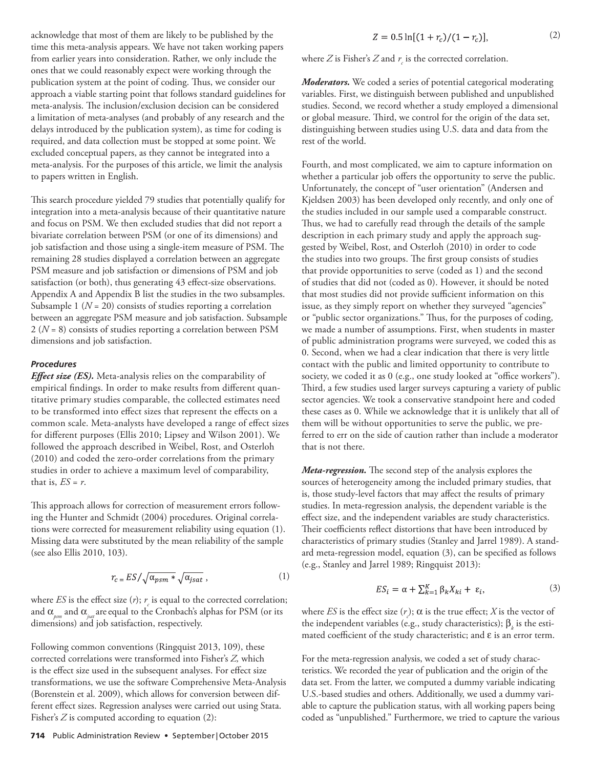acknowledge that most of them are likely to be published by the time this meta-analysis appears. We have not taken working papers from earlier years into consideration. Rather, we only include the ones that we could reasonably expect were working through the publication system at the point of coding. Thus, we consider our approach a viable starting point that follows standard guidelines for meta-analysis. The inclusion/exclusion decision can be considered a limitation of meta-analyses (and probably of any research and the delays introduced by the publication system), as time for coding is required, and data collection must be stopped at some point. We excluded conceptual papers, as they cannot be integrated into a meta-analysis. For the purposes of this article, we limit the analysis to papers written in English.

This search procedure yielded 79 studies that potentially qualify for integration into a meta-analysis because of their quantitative nature and focus on PSM. We then excluded studies that did not report a bivariate correlation between PSM (or one of its dimensions) and job satisfaction and those using a single-item measure of PSM. The remaining 28 studies displayed a correlation between an aggregate PSM measure and job satisfaction or dimensions of PSM and job satisfaction (or both), thus generating 43 effect-size observations. Appendix A and Appendix B list the studies in the two subsamples. Subsample 1 ($N = 20$) consists of studies reporting a correlation between an aggregate PSM measure and job satisfaction. Subsample 2 ($N = 8$) consists of studies reporting a correlation between PSM dimensions and job satisfaction.

### *Procedures*

***Effect size (ES).*** Meta-analysis relies on the comparability of empirical findings. In order to make results from different quantitative primary studies comparable, the collected estimates need to be transformed into effect sizes that represent the effects on a common scale. Meta-analysts have developed a range of effect sizes for different purposes (Ellis 2010; Lipsey and Wilson 2001). We followed the approach described in Weibel, Rost, and Osterloh (2010) and coded the zero-order correlations from the primary studies in order to achieve a maximum level of comparability, that is, $ES = r$.

This approach allows for correction of measurement errors following the Hunter and Schmidt (2004) procedures. Original correlations were corrected for measurement reliability using equation (1). Missing data were substituted by the mean reliability of the sample (see also Ellis 2010, 103).

$$r_c = ES/\sqrt{\alpha_{psm} * } \sqrt{\alpha_{jsat}}\ , \tag{1}$$

where $ES$ is the effect size ($r$); $r_c$ is equal to the corrected correlation; and $\alpha_{psm}$ and $\alpha_{jsat}$ are equal to the Cronbach's alphas for PSM (or its dimensions) and job satisfaction, respectively.

Following common conventions (Ringquist 2013, 109), these corrected correlations were transformed into Fisher's $Z$, which is the effect size used in the subsequent analyses. For effect size transformations, we use the software Comprehensive Meta-Analysis (Borenstein et al. 2009), which allows for conversion between different effect sizes. Regression analyses were carried out using Stata. Fisher's $Z$ is computed according to equation (2):

$$Z = 0.5 \ln[(1 + r_c)/(1 - r_c)], \tag{2}$$

where $Z$ is Fisher's $Z$ and $r_c$ is the corrected correlation.

***Moderators.*** We coded a series of potential categorical moderating variables. First, we distinguish between published and unpublished studies. Second, we record whether a study employed a dimensional or global measure. Third, we control for the origin of the data set, distinguishing between studies using U.S. data and data from the rest of the world.

Fourth, and most complicated, we aim to capture information on whether a particular job offers the opportunity to serve the public. Unfortunately, the concept of "user orientation" (Andersen and Kjeldsen 2003) has been developed only recently, and only one of the studies included in our sample used a comparable construct. Thus, we had to carefully read through the details of the sample description in each primary study and apply the approach suggested by Weibel, Rost, and Osterloh (2010) in order to code the studies into two groups. The first group consists of studies that provide opportunities to serve (coded as 1) and the second of studies that did not (coded as 0). However, it should be noted that most studies did not provide sufficient information on this issue, as they simply report on whether they surveyed "agencies" or "public sector organizations." Thus, for the purposes of coding, we made a number of assumptions. First, when students in master of public administration programs were surveyed, we coded this as 0. Second, when we had a clear indication that there is very little contact with the public and limited opportunity to contribute to society, we coded it as 0 (e.g., one study looked at "office workers"). Third, a few studies used larger surveys capturing a variety of public sector agencies. We took a conservative standpoint here and coded these cases as 0. While we acknowledge that it is unlikely that all of them will be without opportunities to serve the public, we preferred to err on the side of caution rather than include a moderator that is not there.

***Meta-regression.*** The second step of the analysis explores the sources of heterogeneity among the included primary studies, that is, those study-level factors that may affect the results of primary studies. In meta-regression analysis, the dependent variable is the effect size, and the independent variables are study characteristics. Their coefficients reflect distortions that have been introduced by characteristics of primary studies (Stanley and Jarrel 1989). A standard meta-regression model, equation (3), can be specified as follows (e.g., Stanley and Jarrel 1989; Ringquist 2013):

$$ES_i = \alpha + \textstyle\sum_{k=1}^{K} \beta_k X_{ki} + \varepsilon_i, \tag{3}$$

where $ES$ is the effect size ($r_c$); $\alpha$ is the true effect; $X$ is the vector of the independent variables (e.g., study characteristics); $\beta_k$ is the estimated coefficient of the study characteristic; and $\varepsilon$ is an error term.

For the meta-regression analysis, we coded a set of study characteristics. We recorded the year of publication and the origin of the data set. From the latter, we computed a dummy variable indicating U.S.-based studies and others. Additionally, we used a dummy variable to capture the publication status, with all working papers being coded as "unpublished." Furthermore, we tried to capture the various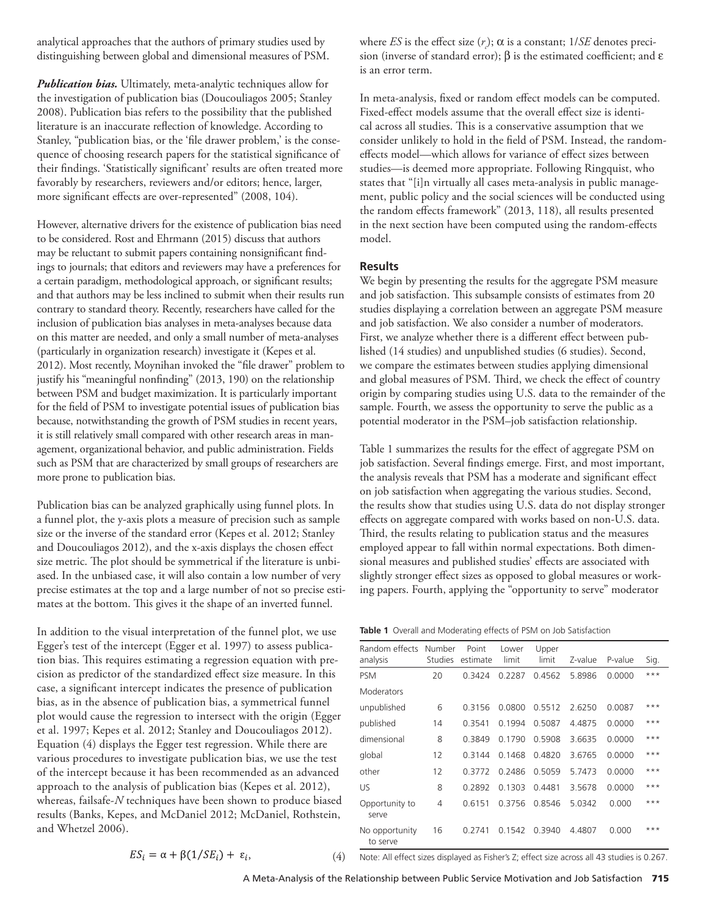analytical approaches that the authors of primary studies used by distinguishing between global and dimensional measures of PSM.

***Publication bias.*** Ultimately, meta-analytic techniques allow for the investigation of publication bias (Doucouliagos 2005; Stanley 2008). Publication bias refers to the possibility that the published literature is an inaccurate reflection of knowledge. According to Stanley, "publication bias, or the 'file drawer problem,' is the consequence of choosing research papers for the statistical significance of their findings. 'Statistically significant' results are often treated more favorably by researchers, reviewers and/or editors; hence, larger, more significant effects are over-represented" (2008, 104).

However, alternative drivers for the existence of publication bias need to be considered. Rost and Ehrmann (2015) discuss that authors may be reluctant to submit papers containing nonsignificant findings to journals; that editors and reviewers may have a preferences for a certain paradigm, methodological approach, or significant results; and that authors may be less inclined to submit when their results run contrary to standard theory. Recently, researchers have called for the inclusion of publication bias analyses in meta-analyses because data on this matter are needed, and only a small number of meta-analyses (particularly in organization research) investigate it (Kepes et al. 2012). Most recently, Moynihan invoked the "file drawer" problem to justify his "meaningful nonfinding" (2013, 190) on the relationship between PSM and budget maximization. It is particularly important for the field of PSM to investigate potential issues of publication bias because, notwithstanding the growth of PSM studies in recent years, it is still relatively small compared with other research areas in management, organizational behavior, and public administration. Fields such as PSM that are characterized by small groups of researchers are more prone to publication bias.

Publication bias can be analyzed graphically using funnel plots. In a funnel plot, the y-axis plots a measure of precision such as sample size or the inverse of the standard error (Kepes et al. 2012; Stanley and Doucouliagos 2012), and the x-axis displays the chosen effect size metric. The plot should be symmetrical if the literature is unbiased. In the unbiased case, it will also contain a low number of very precise estimates at the top and a large number of not so precise estimates at the bottom. This gives it the shape of an inverted funnel.

In addition to the visual interpretation of the funnel plot, we use Egger's test of the intercept (Egger et al. 1997) to assess publication bias. This requires estimating a regression equation with precision as predictor of the standardized effect size measure. In this case, a significant intercept indicates the presence of publication bias, as in the absence of publication bias, a symmetrical funnel plot would cause the regression to intersect with the origin (Egger et al. 1997; Kepes et al. 2012; Stanley and Doucouliagos 2012). Equation (4) displays the Egger test regression. While there are various procedures to investigate publication bias, we use the test of the intercept because it has been recommended as an advanced approach to the analysis of publication bias (Kepes et al. 2012), whereas, failsafe-*N* techniques have been shown to produce biased results (Banks, Kepes, and McDaniel 2012; McDaniel, Rothstein, and Whetzel 2006).

$$ES_i = \alpha + \beta(1/SE_i) + \varepsilon_i, \qquad (4)$$

where *ES* is the effect size ($r_i$); $\alpha$ is a constant; $1/SE$ denotes precision (inverse of standard error); $\beta$ is the estimated coefficient; and $\varepsilon$ is an error term.

In meta-analysis, fixed or random effect models can be computed. Fixed-effect models assume that the overall effect size is identical across all studies. This is a conservative assumption that we consider unlikely to hold in the field of PSM. Instead, the random-effects model—which allows for variance of effect sizes between studies—is deemed more appropriate. Following Ringquist, who states that "[i]n virtually all cases meta-analysis in public management, public policy and the social sciences will be conducted using the random effects framework" (2013, 118), all results presented in the next section have been computed using the random-effects model.

## Results

We begin by presenting the results for the aggregate PSM measure and job satisfaction. This subsample consists of estimates from 20 studies displaying a correlation between an aggregate PSM measure and job satisfaction. We also consider a number of moderators. First, we analyze whether there is a different effect between published (14 studies) and unpublished studies (6 studies). Second, we compare the estimates between studies applying dimensional and global measures of PSM. Third, we check the effect of country origin by comparing studies using U.S. data to the remainder of the sample. Fourth, we assess the opportunity to serve the public as a potential moderator in the PSM–job satisfaction relationship.

Table 1 summarizes the results for the effect of aggregate PSM on job satisfaction. Several findings emerge. First, and most important, the analysis reveals that PSM has a moderate and significant effect on job satisfaction when aggregating the various studies. Second, the results show that studies using U.S. data do not display stronger effects on aggregate compared with works based on non-U.S. data. Third, the results relating to publication status and the measures employed appear to fall within normal expectations. Both dimensional measures and published studies' effects are associated with slightly stronger effect sizes as opposed to global measures or working papers. Fourth, applying the "opportunity to serve" moderator

**Table 1** Overall and Moderating effects of PSM on Job Satisfaction

| Random effects analysis | Number Studies | Point estimate | Lower limit | Upper limit | Z-value | P-value | Sig. |
|---|---|---|---|---|---|---|---|
| PSM | 20 | 0.3424 | 0.2287 | 0.4562 | 5.8986 | 0.0000 | *** |
| Moderators | | | | | | | |
| unpublished | 6 | 0.3156 | 0.0800 | 0.5512 | 2.6250 | 0.0087 | *** |
| published | 14 | 0.3541 | 0.1994 | 0.5087 | 4.4875 | 0.0000 | *** |
| dimensional | 8 | 0.3849 | 0.1790 | 0.5908 | 3.6635 | 0.0000 | *** |
| global | 12 | 0.3144 | 0.1468 | 0.4820 | 3.6765 | 0.0000 | *** |
| other | 12 | 0.3772 | 0.2486 | 0.5059 | 5.7473 | 0.0000 | *** |
| US | 8 | 0.2892 | 0.1303 | 0.4481 | 3.5678 | 0.0000 | *** |
| Opportunity to serve | 4 | 0.6151 | 0.3756 | 0.8546 | 5.0342 | 0.000 | *** |
| No opportunity to serve | 16 | 0.2741 | 0.1542 | 0.3940 | 4.4807 | 0.000 | *** |

Note: All effect sizes displayed as Fisher's Z; effect size across all 43 studies is 0.267.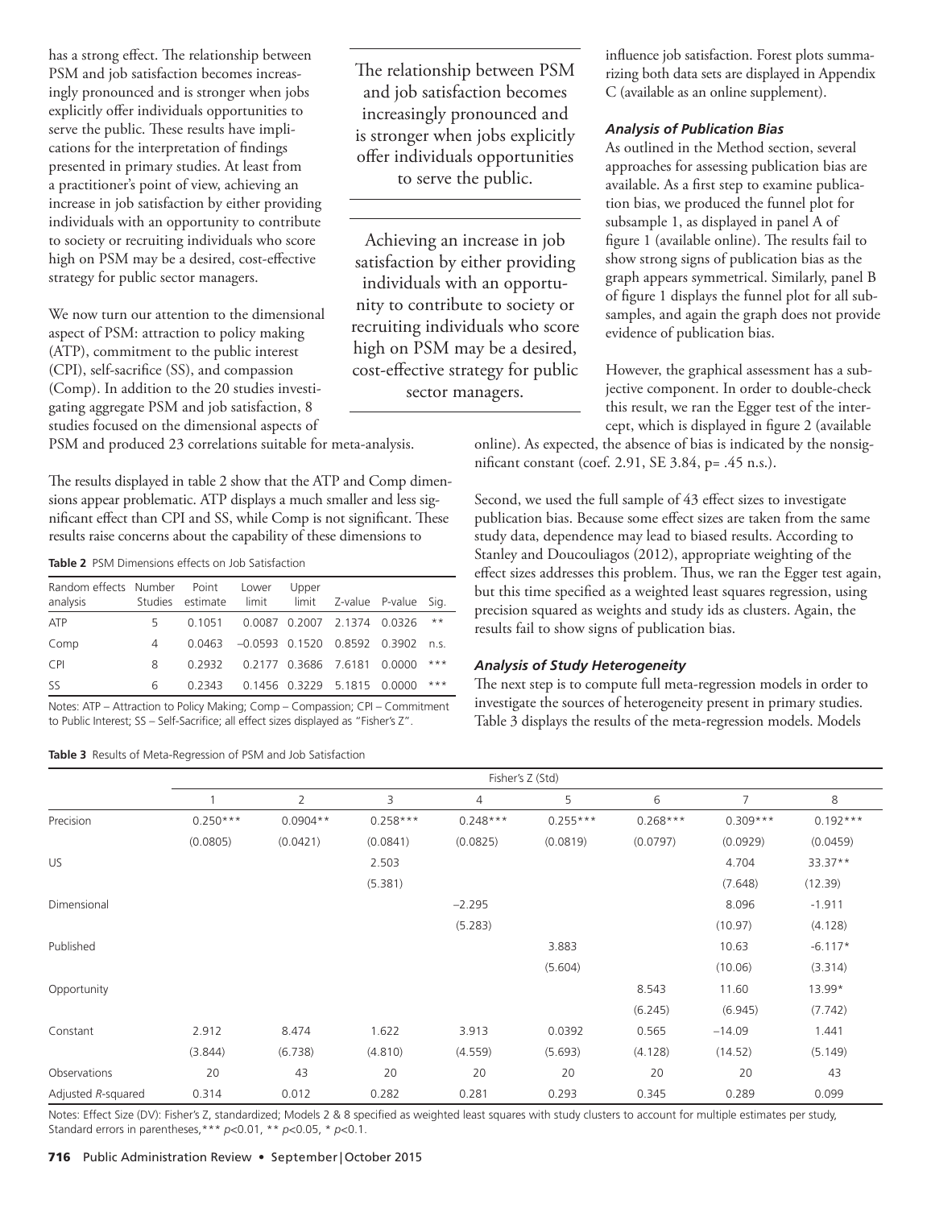has a strong effect. The relationship between PSM and job satisfaction becomes increasingly pronounced and is stronger when jobs explicitly offer individuals opportunities to serve the public. These results have implications for the interpretation of findings presented in primary studies. At least from a practitioner's point of view, achieving an increase in job satisfaction by either providing individuals with an opportunity to contribute to society or recruiting individuals who score high on PSM may be a desired, cost-effective strategy for public sector managers.

> The relationship between PSM and job satisfaction becomes increasingly pronounced and is stronger when jobs explicitly offer individuals opportunities to serve the public.

> Achieving an increase in job satisfaction by either providing individuals with an opportunity to contribute to society or recruiting individuals who score high on PSM may be a desired, cost-effective strategy for public sector managers.

We now turn our attention to the dimensional aspect of PSM: attraction to policy making (ATP), commitment to the public interest (CPI), self-sacrifice (SS), and compassion (Comp). In addition to the 20 studies investigating aggregate PSM and job satisfaction, 8 studies focused on the dimensional aspects of PSM and produced 23 correlations suitable for meta-analysis.

The results displayed in table 2 show that the ATP and Comp dimensions appear problematic. ATP displays a much smaller and less significant effect than CPI and SS, while Comp is not significant. These results raise concerns about the capability of these dimensions to influence job satisfaction. Forest plots summarizing both data sets are displayed in Appendix C (available as an online supplement).

**Table 2** PSM Dimensions effects on Job Satisfaction

| Random effects analysis | Number Studies | Point estimate | Lower limit | Upper limit | Z-value | P-value | Sig. |
|---|---|---|---|---|---|---|---|
| ATP | 5 | 0.1051 | 0.0087 | 0.2007 | 2.1374 | 0.0326 | ** |
| Comp | 4 | 0.0463 | –0.0593 | 0.1520 | 0.8592 | 0.3902 | n.s. |
| CPI | 8 | 0.2932 | 0.2177 | 0.3686 | 7.6181 | 0.0000 | *** |
| SS | 6 | 0.2343 | 0.1456 | 0.3229 | 5.1815 | 0.0000 | *** |

Notes: ATP – Attraction to Policy Making; Comp – Compassion; CPI – Commitment to Public Interest; SS – Self-Sacrifice; all effect sizes displayed as "Fisher's Z".

### *Analysis of Publication Bias*

As outlined in the Method section, several approaches for assessing publication bias are available. As a first step to examine publication bias, we produced the funnel plot for subsample 1, as displayed in panel A of figure 1 (available online). The results fail to show strong signs of publication bias as the graph appears symmetrical. Similarly, panel B of figure 1 displays the funnel plot for all subsamples, and again the graph does not provide evidence of publication bias.

However, the graphical assessment has a subjective component. In order to double-check this result, we ran the Egger test of the intercept, which is displayed in figure 2 (available online). As expected, the absence of bias is indicated by the nonsignificant constant (coef. 2.91, SE 3.84, p= .45 n.s.).

Second, we used the full sample of 43 effect sizes to investigate publication bias. Because some effect sizes are taken from the same study data, dependence may lead to biased results. According to Stanley and Doucouliagos (2012), appropriate weighting of the effect sizes addresses this problem. Thus, we ran the Egger test again, but this time specified as a weighted least squares regression, using precision squared as weights and study ids as clusters. Again, the results fail to show signs of publication bias.

### *Analysis of Study Heterogeneity*

The next step is to compute full meta-regression models in order to investigate the sources of heterogeneity present in primary studies. Table 3 displays the results of the meta-regression models. Models

**Table 3** Results of Meta-Regression of PSM and Job Satisfaction

| | Fisher's Z (Std) | | | | | | | |
|---|---|---|---|---|---|---|---|---|
| | 1 | 2 | 3 | 4 | 5 | 6 | 7 | 8 |
| Precision | 0.250*** | 0.0904** | 0.258*** | 0.248*** | 0.255*** | 0.268*** | 0.309*** | 0.192*** |
| | (0.0805) | (0.0421) | (0.0841) | (0.0825) | (0.0819) | (0.0797) | (0.0929) | (0.0459) |
| US | | | 2.503 | | | | 4.704 | 33.37** |
| | | | (5.381) | | | | (7.648) | (12.39) |
| Dimensional | | | | –2.295 | | | 8.096 | -1.911 |
| | | | | (5.283) | | | (10.97) | (4.128) |
| Published | | | | | 3.883 | | 10.63 | -6.117* |
| | | | | | (5.604) | | (10.06) | (3.314) |
| Opportunity | | | | | | 8.543 | 11.60 | 13.99* |
| | | | | | | (6.245) | (6.945) | (7.742) |
| Constant | 2.912 | 8.474 | 1.622 | 3.913 | 0.0392 | 0.565 | –14.09 | 1.441 |
| | (3.844) | (6.738) | (4.810) | (4.559) | (5.693) | (4.128) | (14.52) | (5.149) |
| Observations | 20 | 43 | 20 | 20 | 20 | 20 | 20 | 43 |
| Adjusted *R*-squared | 0.314 | 0.012 | 0.282 | 0.281 | 0.293 | 0.345 | 0.289 | 0.099 |

Notes: Effect Size (DV): Fisher's Z, standardized; Models 2 & 8 specified as weighted least squares with study clusters to account for multiple estimates per study, Standard errors in parentheses,*** $p$<0.01, ** $p$<0.05, * $p$<0.1.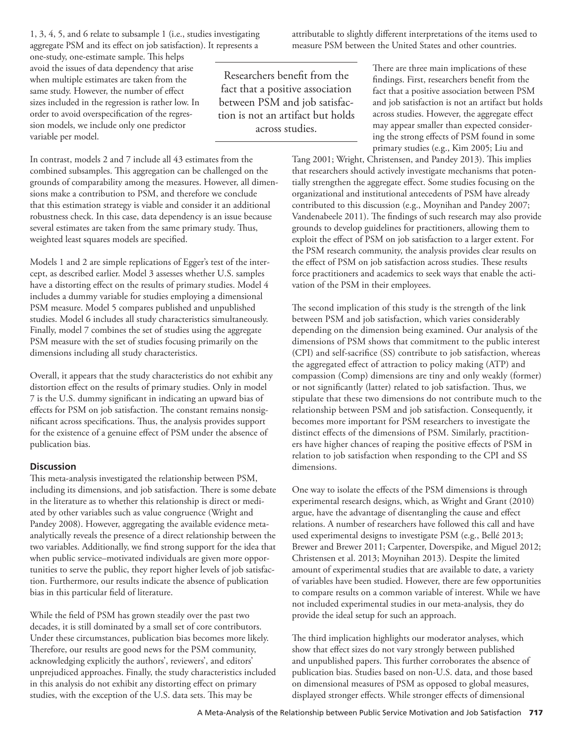1, 3, 4, 5, and 6 relate to subsample 1 (i.e., studies investigating aggregate PSM and its effect on job satisfaction). It represents a one-study, one-estimate sample. This helps avoid the issues of data dependency that arise when multiple estimates are taken from the same study. However, the number of effect sizes included in the regression is rather low. In order to avoid overspecification of the regression models, we include only one predictor variable per model.

In contrast, models 2 and 7 include all 43 estimates from the combined subsamples. This aggregation can be challenged on the grounds of comparability among the measures. However, all dimensions make a contribution to PSM, and therefore we conclude that this estimation strategy is viable and consider it an additional robustness check. In this case, data dependency is an issue because several estimates are taken from the same primary study. Thus, weighted least squares models are specified.

Models 1 and 2 are simple replications of Egger's test of the intercept, as described earlier. Model 3 assesses whether U.S. samples have a distorting effect on the results of primary studies. Model 4 includes a dummy variable for studies employing a dimensional PSM measure. Model 5 compares published and unpublished studies. Model 6 includes all study characteristics simultaneously. Finally, model 7 combines the set of studies using the aggregate PSM measure with the set of studies focusing primarily on the dimensions including all study characteristics.

Overall, it appears that the study characteristics do not exhibit any distortion effect on the results of primary studies. Only in model 7 is the U.S. dummy significant in indicating an upward bias of effects for PSM on job satisfaction. The constant remains nonsignificant across specifications. Thus, the analysis provides support for the existence of a genuine effect of PSM under the absence of publication bias.

## Discussion

This meta-analysis investigated the relationship between PSM, including its dimensions, and job satisfaction. There is some debate in the literature as to whether this relationship is direct or mediated by other variables such as value congruence (Wright and Pandey 2008). However, aggregating the available evidence meta-analytically reveals the presence of a direct relationship between the two variables. Additionally, we find strong support for the idea that when public service–motivated individuals are given more opportunities to serve the public, they report higher levels of job satisfaction. Furthermore, our results indicate the absence of publication bias in this particular field of literature.

While the field of PSM has grown steadily over the past two decades, it is still dominated by a small set of core contributors. Under these circumstances, publication bias becomes more likely. Therefore, our results are good news for the PSM community, acknowledging explicitly the authors', reviewers', and editors' unprejudiced approaches. Finally, the study characteristics included in this analysis do not exhibit any distorting effect on primary studies, with the exception of the U.S. data sets. This may be attributable to slightly different interpretations of the items used to measure PSM between the United States and other countries.

> Researchers benefit from the fact that a positive association between PSM and job satisfaction is not an artifact but holds across studies.

There are three main implications of these findings. First, researchers benefit from the fact that a positive association between PSM and job satisfaction is not an artifact but holds across studies. However, the aggregate effect may appear smaller than expected considering the strong effects of PSM found in some primary studies (e.g., Kim 2005; Liu and Tang 2001; Wright, Christensen, and Pandey 2013). This implies that researchers should actively investigate mechanisms that potentially strengthen the aggregate effect. Some studies focusing on the organizational and institutional antecedents of PSM have already contributed to this discussion (e.g., Moynihan and Pandey 2007; Vandenabeele 2011). The findings of such research may also provide grounds to develop guidelines for practitioners, allowing them to exploit the effect of PSM on job satisfaction to a larger extent. For the PSM research community, the analysis provides clear results on the effect of PSM on job satisfaction across studies. These results force practitioners and academics to seek ways that enable the activation of the PSM in their employees.

The second implication of this study is the strength of the link between PSM and job satisfaction, which varies considerably depending on the dimension being examined. Our analysis of the dimensions of PSM shows that commitment to the public interest (CPI) and self-sacrifice (SS) contribute to job satisfaction, whereas the aggregated effect of attraction to policy making (ATP) and compassion (Comp) dimensions are tiny and only weakly (former) or not significantly (latter) related to job satisfaction. Thus, we stipulate that these two dimensions do not contribute much to the relationship between PSM and job satisfaction. Consequently, it becomes more important for PSM researchers to investigate the distinct effects of the dimensions of PSM. Similarly, practitioners have higher chances of reaping the positive effects of PSM in relation to job satisfaction when responding to the CPI and SS dimensions.

One way to isolate the effects of the PSM dimensions is through experimental research designs, which, as Wright and Grant (2010) argue, have the advantage of disentangling the cause and effect relations. A number of researchers have followed this call and have used experimental designs to investigate PSM (e.g., Bellé 2013; Brewer and Brewer 2011; Carpenter, Doverspike, and Miguel 2012; Christensen et al. 2013; Moynihan 2013). Despite the limited amount of experimental studies that are available to date, a variety of variables have been studied. However, there are few opportunities to compare results on a common variable of interest. While we have not included experimental studies in our meta-analysis, they do provide the ideal setup for such an approach.

The third implication highlights our moderator analyses, which show that effect sizes do not vary strongly between published and unpublished papers. This further corroborates the absence of publication bias. Studies based on non-U.S. data, and those based on dimensional measures of PSM as opposed to global measures, displayed stronger effects. While stronger effects of dimensional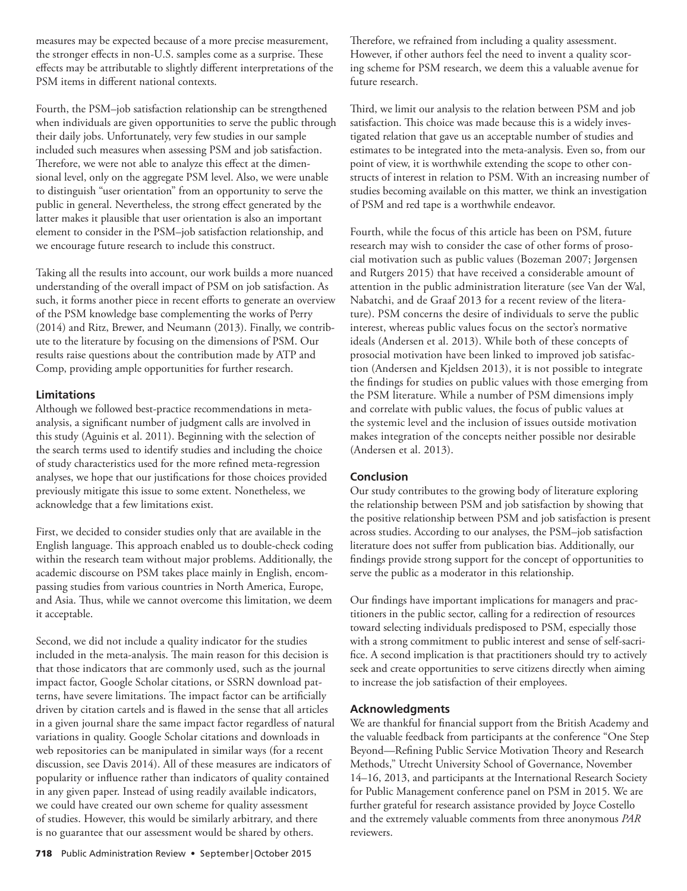measures may be expected because of a more precise measurement, the stronger effects in non-U.S. samples come as a surprise. These effects may be attributable to slightly different interpretations of the PSM items in different national contexts.

Fourth, the PSM–job satisfaction relationship can be strengthened when individuals are given opportunities to serve the public through their daily jobs. Unfortunately, very few studies in our sample included such measures when assessing PSM and job satisfaction. Therefore, we were not able to analyze this effect at the dimensional level, only on the aggregate PSM level. Also, we were unable to distinguish "user orientation" from an opportunity to serve the public in general. Nevertheless, the strong effect generated by the latter makes it plausible that user orientation is also an important element to consider in the PSM–job satisfaction relationship, and we encourage future research to include this construct.

Taking all the results into account, our work builds a more nuanced understanding of the overall impact of PSM on job satisfaction. As such, it forms another piece in recent efforts to generate an overview of the PSM knowledge base complementing the works of Perry (2014) and Ritz, Brewer, and Neumann (2013). Finally, we contribute to the literature by focusing on the dimensions of PSM. Our results raise questions about the contribution made by ATP and Comp, providing ample opportunities for further research.

## Limitations

Although we followed best-practice recommendations in meta-analysis, a significant number of judgment calls are involved in this study (Aguinis et al. 2011). Beginning with the selection of the search terms used to identify studies and including the choice of study characteristics used for the more refined meta-regression analyses, we hope that our justifications for those choices provided previously mitigate this issue to some extent. Nonetheless, we acknowledge that a few limitations exist.

First, we decided to consider studies only that are available in the English language. This approach enabled us to double-check coding within the research team without major problems. Additionally, the academic discourse on PSM takes place mainly in English, encompassing studies from various countries in North America, Europe, and Asia. Thus, while we cannot overcome this limitation, we deem it acceptable.

Second, we did not include a quality indicator for the studies included in the meta-analysis. The main reason for this decision is that those indicators that are commonly used, such as the journal impact factor, Google Scholar citations, or SSRN download patterns, have severe limitations. The impact factor can be artificially driven by citation cartels and is flawed in the sense that all articles in a given journal share the same impact factor regardless of natural variations in quality. Google Scholar citations and downloads in web repositories can be manipulated in similar ways (for a recent discussion, see Davis 2014). All of these measures are indicators of popularity or influence rather than indicators of quality contained in any given paper. Instead of using readily available indicators, we could have created our own scheme for quality assessment of studies. However, this would be similarly arbitrary, and there is no guarantee that our assessment would be shared by others. Therefore, we refrained from including a quality assessment. However, if other authors feel the need to invent a quality scoring scheme for PSM research, we deem this a valuable avenue for future research.

Third, we limit our analysis to the relation between PSM and job satisfaction. This choice was made because this is a widely investigated relation that gave us an acceptable number of studies and estimates to be integrated into the meta-analysis. Even so, from our point of view, it is worthwhile extending the scope to other constructs of interest in relation to PSM. With an increasing number of studies becoming available on this matter, we think an investigation of PSM and red tape is a worthwhile endeavor.

Fourth, while the focus of this article has been on PSM, future research may wish to consider the case of other forms of prosocial motivation such as public values (Bozeman 2007; Jørgensen and Rutgers 2015) that have received a considerable amount of attention in the public administration literature (see Van der Wal, Nabatchi, and de Graaf 2013 for a recent review of the literature). PSM concerns the desire of individuals to serve the public interest, whereas public values focus on the sector's normative ideals (Andersen et al. 2013). While both of these concepts of prosocial motivation have been linked to improved job satisfaction (Andersen and Kjeldsen 2013), it is not possible to integrate the findings for studies on public values with those emerging from the PSM literature. While a number of PSM dimensions imply and correlate with public values, the focus of public values at the systemic level and the inclusion of issues outside motivation makes integration of the concepts neither possible nor desirable (Andersen et al. 2013).

## Conclusion

Our study contributes to the growing body of literature exploring the relationship between PSM and job satisfaction by showing that the positive relationship between PSM and job satisfaction is present across studies. According to our analyses, the PSM–job satisfaction literature does not suffer from publication bias. Additionally, our findings provide strong support for the concept of opportunities to serve the public as a moderator in this relationship.

Our findings have important implications for managers and practitioners in the public sector, calling for a redirection of resources toward selecting individuals predisposed to PSM, especially those with a strong commitment to public interest and sense of self-sacrifice. A second implication is that practitioners should try to actively seek and create opportunities to serve citizens directly when aiming to increase the job satisfaction of their employees.

## Acknowledgments

We are thankful for financial support from the British Academy and the valuable feedback from participants at the conference "One Step Beyond—Refining Public Service Motivation Theory and Research Methods," Utrecht University School of Governance, November 14–16, 2013, and participants at the International Research Society for Public Management conference panel on PSM in 2015. We are further grateful for research assistance provided by Joyce Costello and the extremely valuable comments from three anonymous *PAR* reviewers.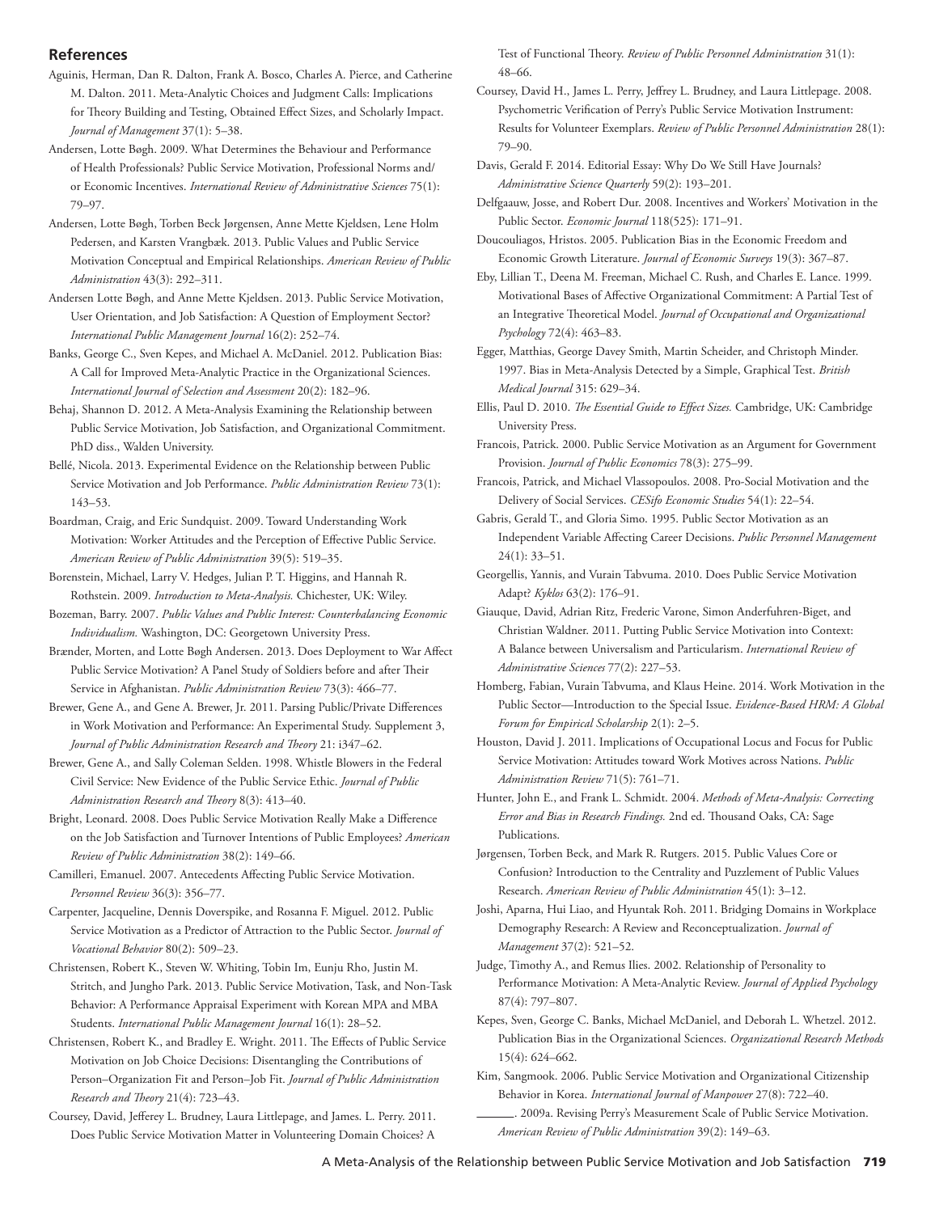## References

Aguinis, Herman, Dan R. Dalton, Frank A. Bosco, Charles A. Pierce, and Catherine M. Dalton. 2011. Meta-Analytic Choices and Judgment Calls: Implications for Theory Building and Testing, Obtained Effect Sizes, and Scholarly Impact. *Journal of Management* 37(1): 5–38.

Andersen, Lotte Bøgh. 2009. What Determines the Behaviour and Performance of Health Professionals? Public Service Motivation, Professional Norms and/or Economic Incentives. *International Review of Administrative Sciences* 75(1): 79–97.

Andersen, Lotte Bøgh, Torben Beck Jørgensen, Anne Mette Kjeldsen, Lene Holm Pedersen, and Karsten Vrangbæk. 2013. Public Values and Public Service Motivation Conceptual and Empirical Relationships. *American Review of Public Administration* 43(3): 292–311.

Andersen Lotte Bøgh, and Anne Mette Kjeldsen. 2013. Public Service Motivation, User Orientation, and Job Satisfaction: A Question of Employment Sector? *International Public Management Journal* 16(2): 252–74.

Banks, George C., Sven Kepes, and Michael A. McDaniel. 2012. Publication Bias: A Call for Improved Meta-Analytic Practice in the Organizational Sciences. *International Journal of Selection and Assessment* 20(2): 182–96.

Behaj, Shannon D. 2012. A Meta-Analysis Examining the Relationship between Public Service Motivation, Job Satisfaction, and Organizational Commitment. PhD diss., Walden University.

Bellé, Nicola. 2013. Experimental Evidence on the Relationship between Public Service Motivation and Job Performance. *Public Administration Review* 73(1): 143–53.

Boardman, Craig, and Eric Sundquist. 2009. Toward Understanding Work Motivation: Worker Attitudes and the Perception of Effective Public Service. *American Review of Public Administration* 39(5): 519–35.

Borenstein, Michael, Larry V. Hedges, Julian P. T. Higgins, and Hannah R. Rothstein. 2009. *Introduction to Meta-Analysis.* Chichester, UK: Wiley.

Bozeman, Barry. 2007. *Public Values and Public Interest: Counterbalancing Economic Individualism.* Washington, DC: Georgetown University Press.

Brænder, Morten, and Lotte Bøgh Andersen. 2013. Does Deployment to War Affect Public Service Motivation? A Panel Study of Soldiers before and after Their Service in Afghanistan. *Public Administration Review* 73(3): 466–77.

Brewer, Gene A., and Gene A. Brewer, Jr. 2011. Parsing Public/Private Differences in Work Motivation and Performance: An Experimental Study. Supplement 3, *Journal of Public Administration Research and Theory* 21: i347–62.

Brewer, Gene A., and Sally Coleman Selden. 1998. Whistle Blowers in the Federal Civil Service: New Evidence of the Public Service Ethic. *Journal of Public Administration Research and Theory* 8(3): 413–40.

Bright, Leonard. 2008. Does Public Service Motivation Really Make a Difference on the Job Satisfaction and Turnover Intentions of Public Employees? *American Review of Public Administration* 38(2): 149–66.

Camilleri, Emanuel. 2007. Antecedents Affecting Public Service Motivation. *Personnel Review* 36(3): 356–77.

Carpenter, Jacqueline, Dennis Doverspike, and Rosanna F. Miguel. 2012. Public Service Motivation as a Predictor of Attraction to the Public Sector. *Journal of Vocational Behavior* 80(2): 509–23.

Christensen, Robert K., Steven W. Whiting, Tobin Im, Eunju Rho, Justin M. Stritch, and Jungho Park. 2013. Public Service Motivation, Task, and Non-Task Behavior: A Performance Appraisal Experiment with Korean MPA and MBA Students. *International Public Management Journal* 16(1): 28–52.

Christensen, Robert K., and Bradley E. Wright. 2011. The Effects of Public Service Motivation on Job Choice Decisions: Disentangling the Contributions of Person–Organization Fit and Person–Job Fit. *Journal of Public Administration Research and Theory* 21(4): 723–43.

Coursey, David, Jefferey L. Brudney, Laura Littlepage, and James. L. Perry. 2011. Does Public Service Motivation Matter in Volunteering Domain Choices? A Test of Functional Theory. *Review of Public Personnel Administration* 31(1): 48–66.

Coursey, David H., James L. Perry, Jeffrey L. Brudney, and Laura Littlepage. 2008. Psychometric Verification of Perry's Public Service Motivation Instrument: Results for Volunteer Exemplars. *Review of Public Personnel Administration* 28(1): 79–90.

Davis, Gerald F. 2014. Editorial Essay: Why Do We Still Have Journals? *Administrative Science Quarterly* 59(2): 193–201.

Delfgaauw, Josse, and Robert Dur. 2008. Incentives and Workers' Motivation in the Public Sector. *Economic Journal* 118(525): 171–91.

Doucouliagos, Hristos. 2005. Publication Bias in the Economic Freedom and Economic Growth Literature. *Journal of Economic Surveys* 19(3): 367–87.

Eby, Lillian T., Deena M. Freeman, Michael C. Rush, and Charles E. Lance. 1999. Motivational Bases of Affective Organizational Commitment: A Partial Test of an Integrative Theoretical Model. *Journal of Occupational and Organizational Psychology* 72(4): 463–83.

Egger, Matthias, George Davey Smith, Martin Scheider, and Christoph Minder. 1997. Bias in Meta-Analysis Detected by a Simple, Graphical Test. *British Medical Journal* 315: 629–34.

Ellis, Paul D. 2010. *The Essential Guide to Effect Sizes.* Cambridge, UK: Cambridge University Press.

Francois, Patrick. 2000. Public Service Motivation as an Argument for Government Provision. *Journal of Public Economics* 78(3): 275–99.

Francois, Patrick, and Michael Vlassopoulos. 2008. Pro-Social Motivation and the Delivery of Social Services. *CESifo Economic Studies* 54(1): 22–54.

Gabris, Gerald T., and Gloria Simo. 1995. Public Sector Motivation as an Independent Variable Affecting Career Decisions. *Public Personnel Management* 24(1): 33–51.

Georgellis, Yannis, and Vurain Tabvuma. 2010. Does Public Service Motivation Adapt? *Kyklos* 63(2): 176–91.

Giauque, David, Adrian Ritz, Frederic Varone, Simon Anderfuhren-Biget, and Christian Waldner. 2011. Putting Public Service Motivation into Context: A Balance between Universalism and Particularism. *International Review of Administrative Sciences* 77(2): 227–53.

Homberg, Fabian, Vurain Tabvuma, and Klaus Heine. 2014. Work Motivation in the Public Sector—Introduction to the Special Issue. *Evidence-Based HRM: A Global Forum for Empirical Scholarship* 2(1): 2–5.

Houston, David J. 2011. Implications of Occupational Locus and Focus for Public Service Motivation: Attitudes toward Work Motives across Nations. *Public Administration Review* 71(5): 761–71.

Hunter, John E., and Frank L. Schmidt. 2004. *Methods of Meta-Analysis: Correcting Error and Bias in Research Findings.* 2nd ed. Thousand Oaks, CA: Sage Publications.

Jørgensen, Torben Beck, and Mark R. Rutgers. 2015. Public Values Core or Confusion? Introduction to the Centrality and Puzzlement of Public Values Research. *American Review of Public Administration* 45(1): 3–12.

Joshi, Aparna, Hui Liao, and Hyuntak Roh. 2011. Bridging Domains in Workplace Demography Research: A Review and Reconceptualization. *Journal of Management* 37(2): 521–52.

Judge, Timothy A., and Remus Ilies. 2002. Relationship of Personality to Performance Motivation: A Meta-Analytic Review. *Journal of Applied Psychology* 87(4): 797–807.

Kepes, Sven, George C. Banks, Michael McDaniel, and Deborah L. Whetzel. 2012. Publication Bias in the Organizational Sciences. *Organizational Research Methods* 15(4): 624–662.

Kim, Sangmook. 2006. Public Service Motivation and Organizational Citizenship Behavior in Korea. *International Journal of Manpower* 27(8): 722–40.

———. 2009a. Revising Perry's Measurement Scale of Public Service Motivation. *American Review of Public Administration* 39(2): 149–63.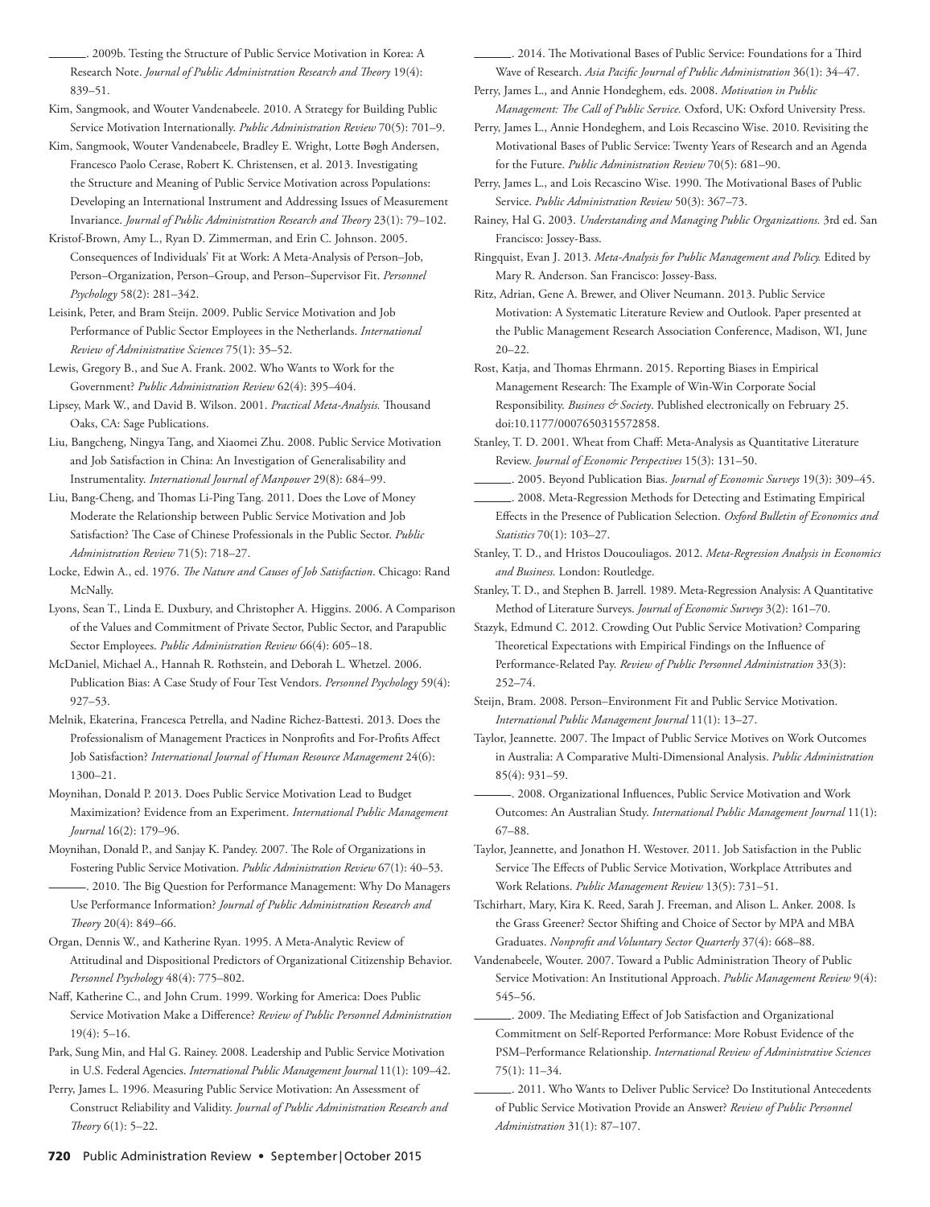———. 2009b. Testing the Structure of Public Service Motivation in Korea: A Research Note. *Journal of Public Administration Research and Theory* 19(4): 839–51.

Kim, Sangmook, and Wouter Vandenabeele. 2010. A Strategy for Building Public Service Motivation Internationally. *Public Administration Review* 70(5): 701–9.

Kim, Sangmook, Wouter Vandenabeele, Bradley E. Wright, Lotte Bøgh Andersen, Francesco Paolo Cerase, Robert K. Christensen, et al. 2013. Investigating the Structure and Meaning of Public Service Motivation across Populations: Developing an International Instrument and Addressing Issues of Measurement Invariance. *Journal of Public Administration Research and Theory* 23(1): 79–102.

Kristof-Brown, Amy L., Ryan D. Zimmerman, and Erin C. Johnson. 2005. Consequences of Individuals' Fit at Work: A Meta-Analysis of Person–Job, Person–Organization, Person–Group, and Person–Supervisor Fit. *Personnel Psychology* 58(2): 281–342.

Leisink, Peter, and Bram Steijn. 2009. Public Service Motivation and Job Performance of Public Sector Employees in the Netherlands. *International Review of Administrative Sciences* 75(1): 35–52.

Lewis, Gregory B., and Sue A. Frank. 2002. Who Wants to Work for the Government? *Public Administration Review* 62(4): 395–404.

Lipsey, Mark W., and David B. Wilson. 2001. *Practical Meta-Analysis.* Thousand Oaks, CA: Sage Publications.

Liu, Bangcheng, Ningya Tang, and Xiaomei Zhu. 2008. Public Service Motivation and Job Satisfaction in China: An Investigation of Generalisability and Instrumentality. *International Journal of Manpower* 29(8): 684–99.

Liu, Bang-Cheng, and Thomas Li-Ping Tang. 2011. Does the Love of Money Moderate the Relationship between Public Service Motivation and Job Satisfaction? The Case of Chinese Professionals in the Public Sector. *Public Administration Review* 71(5): 718–27.

Locke, Edwin A., ed. 1976. *The Nature and Causes of Job Satisfaction*. Chicago: Rand McNally.

Lyons, Sean T., Linda E. Duxbury, and Christopher A. Higgins. 2006. A Comparison of the Values and Commitment of Private Sector, Public Sector, and Parapublic Sector Employees. *Public Administration Review* 66(4): 605–18.

McDaniel, Michael A., Hannah R. Rothstein, and Deborah L. Whetzel. 2006. Publication Bias: A Case Study of Four Test Vendors. *Personnel Psychology* 59(4): 927–53.

Melnik, Ekaterina, Francesca Petrella, and Nadine Richez-Battesti. 2013. Does the Professionalism of Management Practices in Nonprofits and For-Profits Affect Job Satisfaction? *International Journal of Human Resource Management* 24(6): 1300–21.

Moynihan, Donald P. 2013. Does Public Service Motivation Lead to Budget Maximization? Evidence from an Experiment. *International Public Management Journal* 16(2): 179–96.

Moynihan, Donald P., and Sanjay K. Pandey. 2007. The Role of Organizations in Fostering Public Service Motivation. *Public Administration Review* 67(1): 40–53.

———. 2010. The Big Question for Performance Management: Why Do Managers Use Performance Information? *Journal of Public Administration Research and Theory* 20(4): 849–66.

Organ, Dennis W., and Katherine Ryan. 1995. A Meta-Analytic Review of Attitudinal and Dispositional Predictors of Organizational Citizenship Behavior. *Personnel Psychology* 48(4): 775–802.

Naff, Katherine C., and John Crum. 1999. Working for America: Does Public Service Motivation Make a Difference? *Review of Public Personnel Administration* 19(4): 5–16.

Park, Sung Min, and Hal G. Rainey. 2008. Leadership and Public Service Motivation in U.S. Federal Agencies. *International Public Management Journal* 11(1): 109–42.

Perry, James L. 1996. Measuring Public Service Motivation: An Assessment of Construct Reliability and Validity. *Journal of Public Administration Research and Theory* 6(1): 5–22.

———. 2014. The Motivational Bases of Public Service: Foundations for a Third Wave of Research. *Asia Pacific Journal of Public Administration* 36(1): 34–47.

Perry, James L., and Annie Hondeghem, eds. 2008. *Motivation in Public Management: The Call of Public Service.* Oxford, UK: Oxford University Press.

Perry, James L., Annie Hondeghem, and Lois Recascino Wise. 2010. Revisiting the Motivational Bases of Public Service: Twenty Years of Research and an Agenda for the Future. *Public Administration Review* 70(5): 681–90.

Perry, James L., and Lois Recascino Wise. 1990. The Motivational Bases of Public Service. *Public Administration Review* 50(3): 367–73.

Rainey, Hal G. 2003. *Understanding and Managing Public Organizations.* 3rd ed. San Francisco: Jossey-Bass.

Ringquist, Evan J. 2013. *Meta-Analysis for Public Management and Policy.* Edited by Mary R. Anderson. San Francisco: Jossey-Bass.

Ritz, Adrian, Gene A. Brewer, and Oliver Neumann. 2013. Public Service Motivation: A Systematic Literature Review and Outlook. Paper presented at the Public Management Research Association Conference, Madison, WI, June 20–22.

Rost, Katja, and Thomas Ehrmann. 2015. Reporting Biases in Empirical Management Research: The Example of Win-Win Corporate Social Responsibility. *Business & Society*. Published electronically on February 25. doi:10.1177/0007650315572858.

Stanley, T. D. 2001. Wheat from Chaff: Meta-Analysis as Quantitative Literature Review. *Journal of Economic Perspectives* 15(3): 131–50.

———. 2005. Beyond Publication Bias. *Journal of Economic Surveys* 19(3): 309–45.

———. 2008. Meta-Regression Methods for Detecting and Estimating Empirical Effects in the Presence of Publication Selection. *Oxford Bulletin of Economics and Statistics* 70(1): 103–27.

Stanley, T. D., and Hristos Doucouliagos. 2012. *Meta-Regression Analysis in Economics and Business.* London: Routledge.

Stanley, T. D., and Stephen B. Jarrell. 1989. Meta-Regression Analysis: A Quantitative Method of Literature Surveys. *Journal of Economic Surveys* 3(2): 161–70.

Stazyk, Edmund C. 2012. Crowding Out Public Service Motivation? Comparing Theoretical Expectations with Empirical Findings on the Influence of Performance-Related Pay. *Review of Public Personnel Administration* 33(3): 252–74.

Steijn, Bram. 2008. Person–Environment Fit and Public Service Motivation. *International Public Management Journal* 11(1): 13–27.

Taylor, Jeannette. 2007. The Impact of Public Service Motives on Work Outcomes in Australia: A Comparative Multi-Dimensional Analysis. *Public Administration* 85(4): 931–59.

———. 2008. Organizational Influences, Public Service Motivation and Work Outcomes: An Australian Study. *International Public Management Journal* 11(1): 67–88.

Taylor, Jeannette, and Jonathon H. Westover. 2011. Job Satisfaction in the Public Service The Effects of Public Service Motivation, Workplace Attributes and Work Relations. *Public Management Review* 13(5): 731–51.

Tschirhart, Mary, Kira K. Reed, Sarah J. Freeman, and Alison L. Anker. 2008. Is the Grass Greener? Sector Shifting and Choice of Sector by MPA and MBA Graduates. *Nonprofit and Voluntary Sector Quarterly* 37(4): 668–88.

Vandenabeele, Wouter. 2007. Toward a Public Administration Theory of Public Service Motivation: An Institutional Approach. *Public Management Review* 9(4): 545–56.

———. 2009. The Mediating Effect of Job Satisfaction and Organizational Commitment on Self-Reported Performance: More Robust Evidence of the PSM–Performance Relationship. *International Review of Administrative Sciences* 75(1): 11–34.

———. 2011. Who Wants to Deliver Public Service? Do Institutional Antecedents of Public Service Motivation Provide an Answer? *Review of Public Personnel Administration* 31(1): 87–107.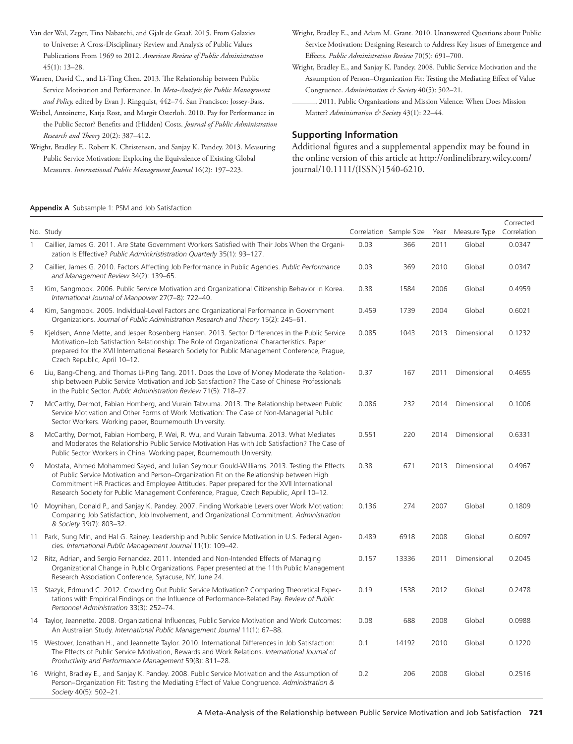Van der Wal, Zeger, Tina Nabatchi, and Gjalt de Graaf. 2015. From Galaxies to Universe: A Cross-Disciplinary Review and Analysis of Public Values Publications From 1969 to 2012. *American Review of Public Administration* 45(1): 13–28.

Warren, David C., and Li-Ting Chen. 2013. The Relationship between Public Service Motivation and Performance. In *Meta-Analysis for Public Management and Policy,* edited by Evan J. Ringquist, 442–74. San Francisco: Jossey-Bass.

Weibel, Antoinette, Katja Rost, and Margit Osterloh. 2010. Pay for Performance in the Public Sector? Benefits and (Hidden) Costs. *Journal of Public Administration Research and Theory* 20(2): 387–412.

Wright, Bradley E., Robert K. Christensen, and Sanjay K. Pandey. 2013. Measuring Public Service Motivation: Exploring the Equivalence of Existing Global Measures. *International Public Management Journal* 16(2): 197–223.

Wright, Bradley E., and Adam M. Grant. 2010. Unanswered Questions about Public Service Motivation: Designing Research to Address Key Issues of Emergence and Effects. *Public Administration Review* 70(5): 691–700.

Wright, Bradley E., and Sanjay K. Pandey. 2008. Public Service Motivation and the Assumption of Person–Organization Fit: Testing the Mediating Effect of Value Congruence. *Administration & Society* 40(5): 502–21.

———. 2011. Public Organizations and Mission Valence: When Does Mission Matter? *Administration & Society* 43(1): 22–44.

## Supporting Information

Additional figures and a supplemental appendix may be found in the online version of this article at http://onlinelibrary.wiley.com/journal/10.1111/(ISSN)1540-6210.

**Appendix A** Subsample 1: PSM and Job Satisfaction

| No. | Study | Correlation | Sample Size | Year | Measure Type | Corrected Correlation |
|---|---|---|---|---|---|---|
| 1 | Caillier, James G. 2011. Are State Government Workers Satisfied with Their Jobs When the Organization Is Effective? *Public Adminkrististration Quarterly* 35(1): 93–127. | 0.03 | 366 | 2011 | Global | 0.0347 |
| 2 | Caillier, James G. 2010. Factors Affecting Job Performance in Public Agencies. *Public Performance and Management Review* 34(2): 139–65. | 0.03 | 369 | 2010 | Global | 0.0347 |
| 3 | Kim, Sangmook. 2006. Public Service Motivation and Organizational Citizenship Behavior in Korea. *International Journal of Manpower* 27(7–8): 722–40. | 0.38 | 1584 | 2006 | Global | 0.4959 |
| 4 | Kim, Sangmook. 2005. Individual-Level Factors and Organizational Performance in Government Organizations. *Journal of Public Administration Research and Theory* 15(2): 245–61. | 0.459 | 1739 | 2004 | Global | 0.6021 |
| 5 | Kjeldsen, Anne Mette, and Jesper Rosenberg Hansen. 2013. Sector Differences in the Public Service Motivation–Job Satisfaction Relationship: The Role of Organizational Characteristics. Paper prepared for the XVII International Research Society for Public Management Conference, Prague, Czech Republic, April 10–12. | 0.085 | 1043 | 2013 | Dimensional | 0.1232 |
| 6 | Liu, Bang-Cheng, and Thomas Li-Ping Tang. 2011. Does the Love of Money Moderate the Relationship between Public Service Motivation and Job Satisfaction? The Case of Chinese Professionals in the Public Sector. *Public Administration Review* 71(5): 718–27. | 0.37 | 167 | 2011 | Dimensional | 0.4655 |
| 7 | McCarthy, Dermot, Fabian Homberg, and Vurain Tabvuma. 2013. The Relationship between Public Service Motivation and Other Forms of Work Motivation: The Case of Non-Managerial Public Sector Workers. Working paper, Bournemouth University. | 0.086 | 232 | 2014 | Dimensional | 0.1006 |
| 8 | McCarthy, Dermot, Fabian Homberg, P. Wei, R. Wu, and Vurain Tabvuma. 2013. What Mediates and Moderates the Relationship Public Service Motivation Has with Job Satisfaction? The Case of Public Sector Workers in China. Working paper, Bournemouth University. | 0.551 | 220 | 2014 | Dimensional | 0.6331 |
| 9 | Mostafa, Ahmed Mohammed Sayed, and Julian Seymour Gould-Williams. 2013. Testing the Effects of Public Service Motivation and Person–Organization Fit on the Relationship between High Commitment HR Practices and Employee Attitudes. Paper prepared for the XVII International Research Society for Public Management Conference, Prague, Czech Republic, April 10–12. | 0.38 | 671 | 2013 | Dimensional | 0.4967 |
| 10 | Moynihan, Donald P., and Sanjay K. Pandey. 2007. Finding Workable Levers over Work Motivation: Comparing Job Satisfaction, Job Involvement, and Organizational Commitment. *Administration & Society* 39(7): 803–32. | 0.136 | 274 | 2007 | Global | 0.1809 |
| 11 | Park, Sung Min, and Hal G. Rainey. Leadership and Public Service Motivation in U.S. Federal Agencies. *International Public Management Journal* 11(1): 109–42. | 0.489 | 6918 | 2008 | Global | 0.6097 |
| 12 | Ritz, Adrian, and Sergio Fernandez. 2011. Intended and Non-Intended Effects of Managing Organizational Change in Public Organizations. Paper presented at the 11th Public Management Research Association Conference, Syracuse, NY, June 24. | 0.157 | 13336 | 2011 | Dimensional | 0.2045 |
| 13 | Stazyk, Edmund C. 2012. Crowding Out Public Service Motivation? Comparing Theoretical Expectations with Empirical Findings on the Influence of Performance-Related Pay. *Review of Public Personnel Administration* 33(3): 252–74. | 0.19 | 1538 | 2012 | Global | 0.2478 |
| 14 | Taylor, Jeannette. 2008. Organizational Influences, Public Service Motivation and Work Outcomes: An Australian Study. *International Public Management Journal* 11(1): 67–88. | 0.08 | 688 | 2008 | Global | 0.0988 |
| 15 | Westover, Jonathan H., and Jeannette Taylor. 2010. International Differences in Job Satisfaction: The Effects of Public Service Motivation, Rewards and Work Relations. *International Journal of Productivity and Performance Management* 59(8): 811–28. | 0.1 | 14192 | 2010 | Global | 0.1220 |
| 16 | Wright, Bradley E., and Sanjay K. Pandey. 2008. Public Service Motivation and the Assumption of Person–Organization Fit: Testing the Mediating Effect of Value Congruence. *Administration & Society* 40(5): 502–21. | 0.2 | 206 | 2008 | Global | 0.2516 |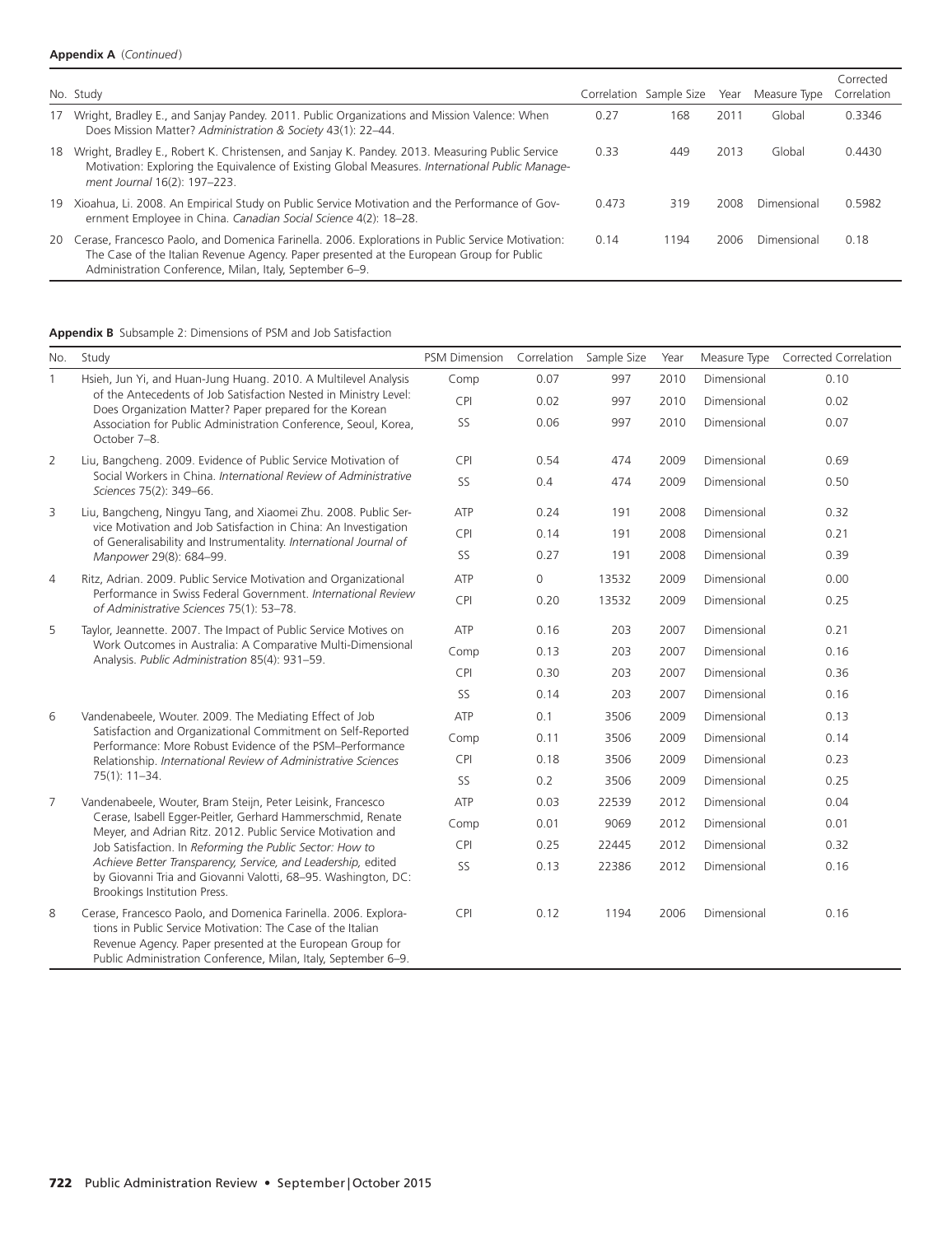**Appendix A** (*Continued*)

| No. | Study | Correlation | Sample Size | Year | Measure Type | Corrected Correlation |
|---|---|---|---|---|---|---|
| 17 | Wright, Bradley E., and Sanjay Pandey. 2011. Public Organizations and Mission Valence: When Does Mission Matter? *Administration & Society* 43(1): 22–44. | 0.27 | 168 | 2011 | Global | 0.3346 |
| 18 | Wright, Bradley E., Robert K. Christensen, and Sanjay K. Pandey. 2013. Measuring Public Service Motivation: Exploring the Equivalence of Existing Global Measures. *International Public Management Journal* 16(2): 197–223. | 0.33 | 449 | 2013 | Global | 0.4430 |
| 19 | Xioahua, Li. 2008. An Empirical Study on Public Service Motivation and the Performance of Government Employee in China. *Canadian Social Science* 4(2): 18–28. | 0.473 | 319 | 2008 | Dimensional | 0.5982 |
| 20 | Cerase, Francesco Paolo, and Domenica Farinella. 2006. Explorations in Public Service Motivation: The Case of the Italian Revenue Agency. Paper presented at the European Group for Public Administration Conference, Milan, Italy, September 6–9. | 0.14 | 1194 | 2006 | Dimensional | 0.18 |

**Appendix B** Subsample 2: Dimensions of PSM and Job Satisfaction

| No. | Study | PSM Dimension | Correlation | Sample Size | Year | Measure Type | Corrected Correlation |
|---|---|---|---|---|---|---|---|
| 1 | Hsieh, Jun Yi, and Huan-Jung Huang. 2010. A Multilevel Analysis of the Antecedents of Job Satisfaction Nested in Ministry Level: Does Organization Matter? Paper prepared for the Korean Association for Public Administration Conference, Seoul, Korea, October 7–8. | Comp | 0.07 | 997 | 2010 | Dimensional | 0.10 |
| | | CPI | 0.02 | 997 | 2010 | Dimensional | 0.02 |
| | | SS | 0.06 | 997 | 2010 | Dimensional | 0.07 |
| 2 | Liu, Bangcheng. 2009. Evidence of Public Service Motivation of Social Workers in China. *International Review of Administrative Sciences* 75(2): 349–66. | CPI | 0.54 | 474 | 2009 | Dimensional | 0.69 |
| | | SS | 0.4 | 474 | 2009 | Dimensional | 0.50 |
| 3 | Liu, Bangcheng, Ningyu Tang, and Xiaomei Zhu. 2008. Public Service Motivation and Job Satisfaction in China: An Investigation of Generalisability and Instrumentality. *International Journal of Manpower* 29(8): 684–99. | ATP | 0.24 | 191 | 2008 | Dimensional | 0.32 |
| | | CPI | 0.14 | 191 | 2008 | Dimensional | 0.21 |
| | | SS | 0.27 | 191 | 2008 | Dimensional | 0.39 |
| 4 | Ritz, Adrian. 2009. Public Service Motivation and Organizational Performance in Swiss Federal Government. *International Review of Administrative Sciences* 75(1): 53–78. | ATP | 0 | 13532 | 2009 | Dimensional | 0.00 |
| | | CPI | 0.20 | 13532 | 2009 | Dimensional | 0.25 |
| 5 | Taylor, Jeannette. 2007. The Impact of Public Service Motives on Work Outcomes in Australia: A Comparative Multi-Dimensional Analysis. *Public Administration* 85(4): 931–59. | ATP | 0.16 | 203 | 2007 | Dimensional | 0.21 |
| | | Comp | 0.13 | 203 | 2007 | Dimensional | 0.16 |
| | | CPI | 0.30 | 203 | 2007 | Dimensional | 0.36 |
| | | SS | 0.14 | 203 | 2007 | Dimensional | 0.16 |
| 6 | Vandenabeele, Wouter. 2009. The Mediating Effect of Job Satisfaction and Organizational Commitment on Self-Reported Performance: More Robust Evidence of the PSM–Performance Relationship. *International Review of Administrative Sciences* 75(1): 11–34. | ATP | 0.1 | 3506 | 2009 | Dimensional | 0.13 |
| | | Comp | 0.11 | 3506 | 2009 | Dimensional | 0.14 |
| | | CPI | 0.18 | 3506 | 2009 | Dimensional | 0.23 |
| | | SS | 0.2 | 3506 | 2009 | Dimensional | 0.25 |
| 7 | Vandenabeele, Wouter, Bram Steijn, Peter Leisink, Francesco Cerase, Isabell Egger-Peitler, Gerhard Hammerschmid, Renate Meyer, and Adrian Ritz. 2012. Public Service Motivation and Job Satisfaction. In *Reforming the Public Sector: How to Achieve Better Transparency, Service, and Leadership*, edited by Giovanni Tria and Giovanni Valotti, 68–95. Washington, DC: Brookings Institution Press. | ATP | 0.03 | 22539 | 2012 | Dimensional | 0.04 |
| | | Comp | 0.01 | 9069 | 2012 | Dimensional | 0.01 |
| | | CPI | 0.25 | 22445 | 2012 | Dimensional | 0.32 |
| | | SS | 0.13 | 22386 | 2012 | Dimensional | 0.16 |
| 8 | Cerase, Francesco Paolo, and Domenica Farinella. 2006. Explorations in Public Service Motivation: The Case of the Italian Revenue Agency. Paper presented at the European Group for Public Administration Conference, Milan, Italy, September 6–9. | CPI | 0.12 | 1194 | 2006 | Dimensional | 0.16 |